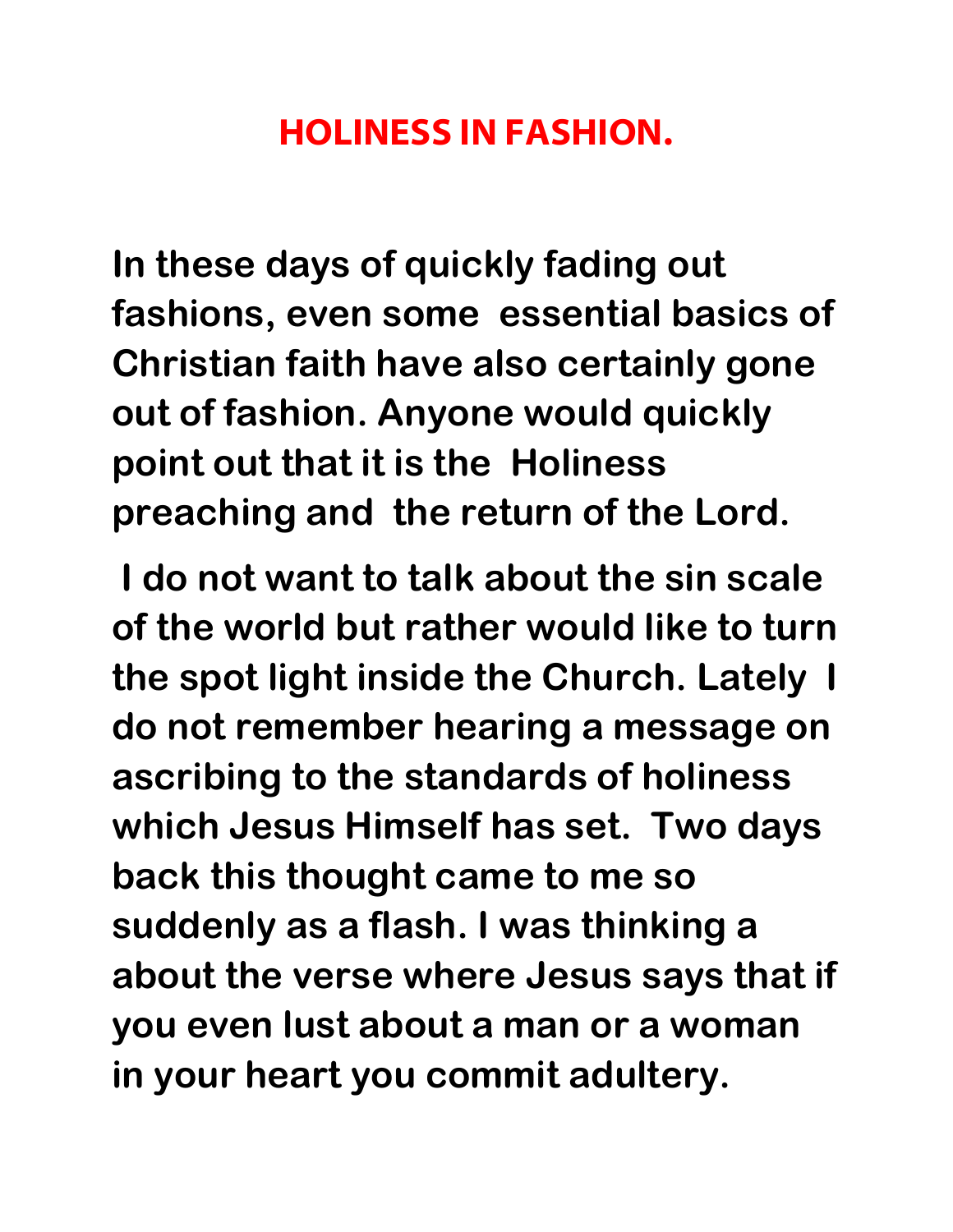# HOLINESS IN FASHION.

In these days of quickly fading out fashions, even some essential basics of Christian faith have also certainly gone out of fashion. Anyone would quickly point out that it is the Holiness preaching and the return of the Lord.

I do not want to talk about the sin scale of the world but rather would like to turn the spot light inside the Church. Lately I do not remember hearing a message on ascribing to the standards of holiness which Jesus Himself has set. Two days back this thought came to me so suddenly as a flash. I was thinking a about the verse where Jesus says that if you even lust about a man or a woman in your heart you commit adultery.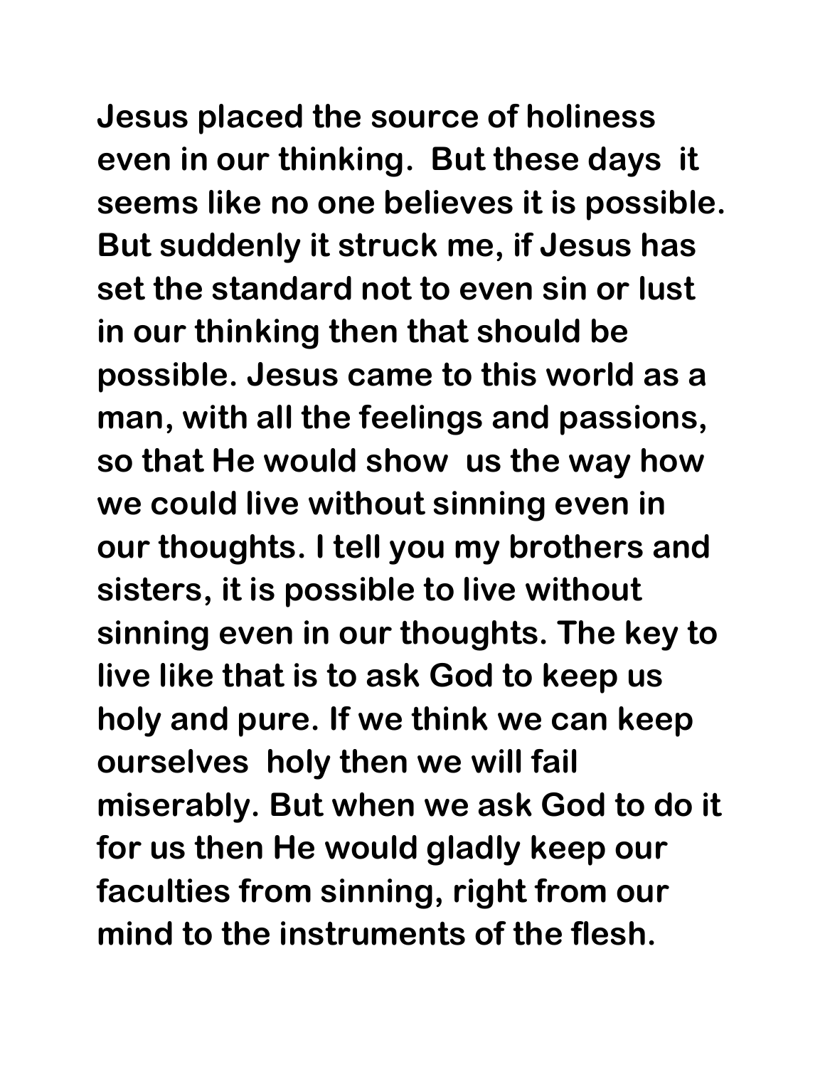**Jesus placed the source of holiness even in our thinking. But these days it seems like no one believes it is possible. But suddenly it struck me, if Jesus has set the standard not to even sin or lust in our thinking then that should be possible. Jesus came to this world as a man, with all the feelings and passions, so that He would show us the way how we could live without sinning even in our thoughts. I tell you my brothers and sisters, it is possible to live without sinning even in our thoughts. The key to live like that is to ask God to keep us holy and pure. If we think we can keep ourselves holy then we will fail miserably. But when we ask God to do it for us then He would gladly keep our faculties from sinning, right from our mind to the instruments of the flesh.**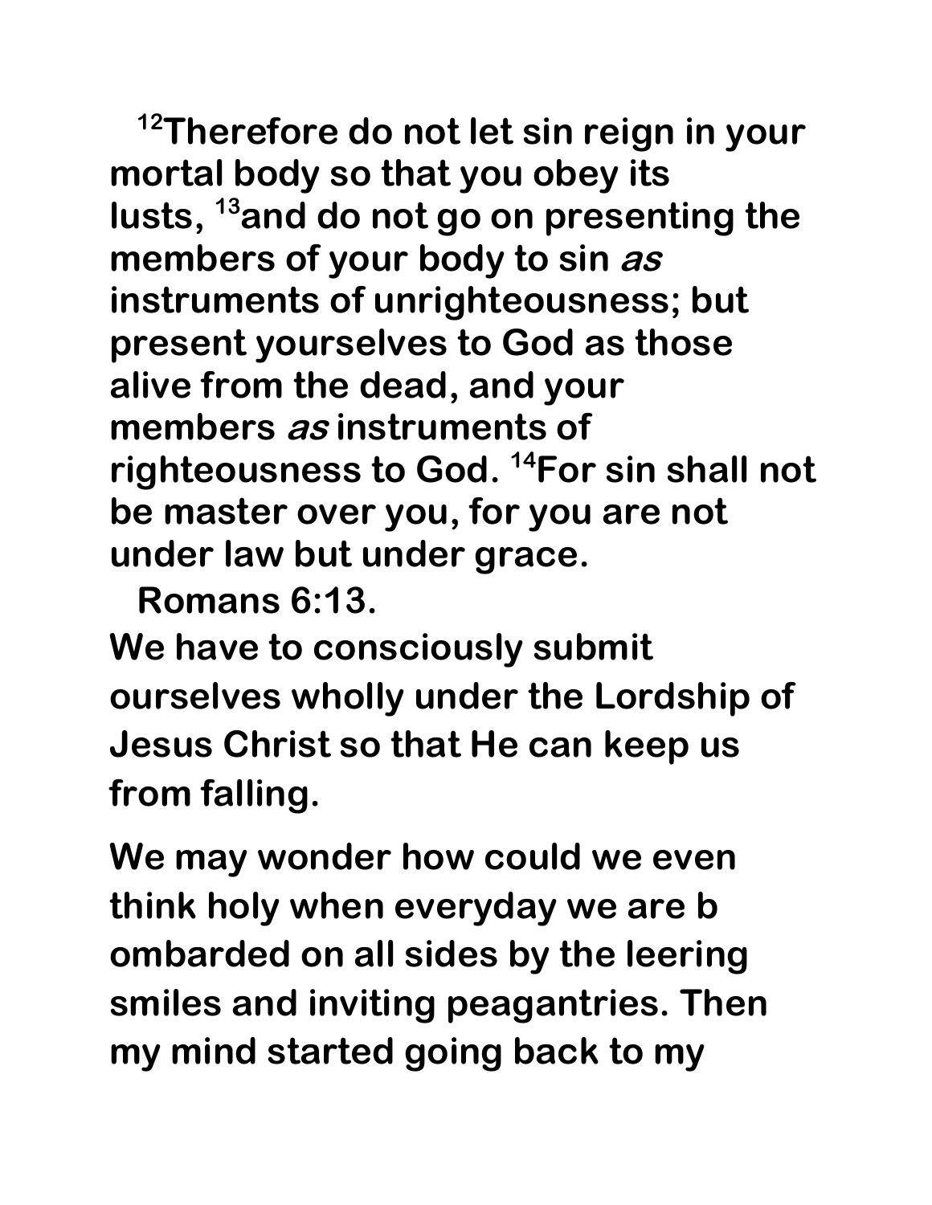**[12]Therefore do not let sin reign in your mortal body so that you obey its lusts, [13]and do not go on presenting the members of your body to sin *as* instruments of unrighteousness; but present yourselves to God as those alive from the dead, and your members *as* instruments of righteousness to God. [14]For sin shall not be master over you, for you are not under law but under grace.**

**Romans 6:13.**

**We have to consciously submit ourselves wholly under the Lordship of Jesus Christ so that He can keep us from falling.**

**We may wonder how could we even think holy when everyday we are b ombarded on all sides by the leering smiles and inviting peagantries. Then my mind started going back to my**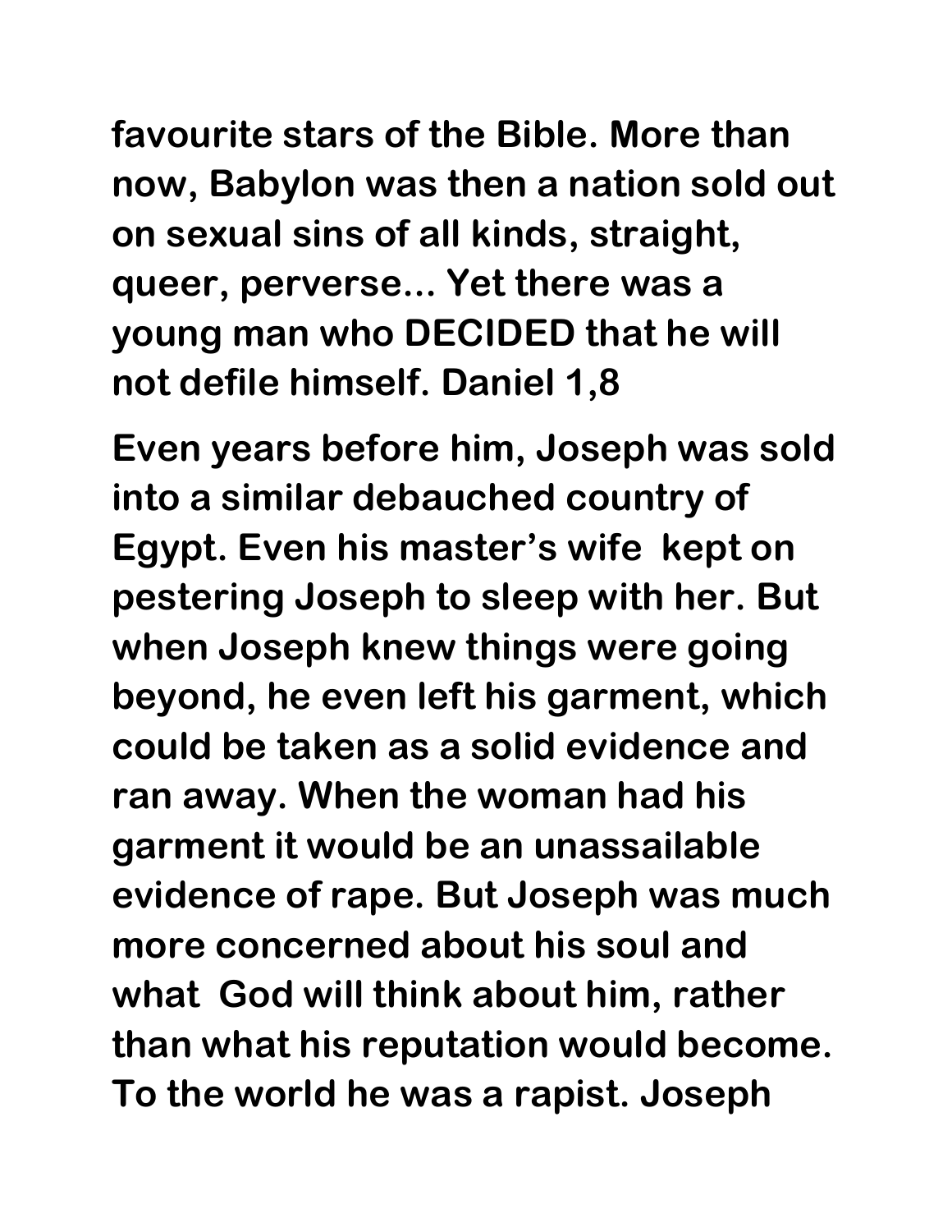**favourite stars of the Bible. More than now, Babylon was then a nation sold out on sexual sins of all kinds, straight, queer, perverse... Yet there was a young man who DECIDED that he will not defile himself. Daniel 1,8**

**Even years before him, Joseph was sold into a similar debauched country of Egypt. Even his master's wife kept on pestering Joseph to sleep with her. But when Joseph knew things were going beyond, he even left his garment, which could be taken as a solid evidence and ran away. When the woman had his garment it would be an unassailable evidence of rape. But Joseph was much more concerned about his soul and what God will think about him, rather than what his reputation would become. To the world he was a rapist. Joseph**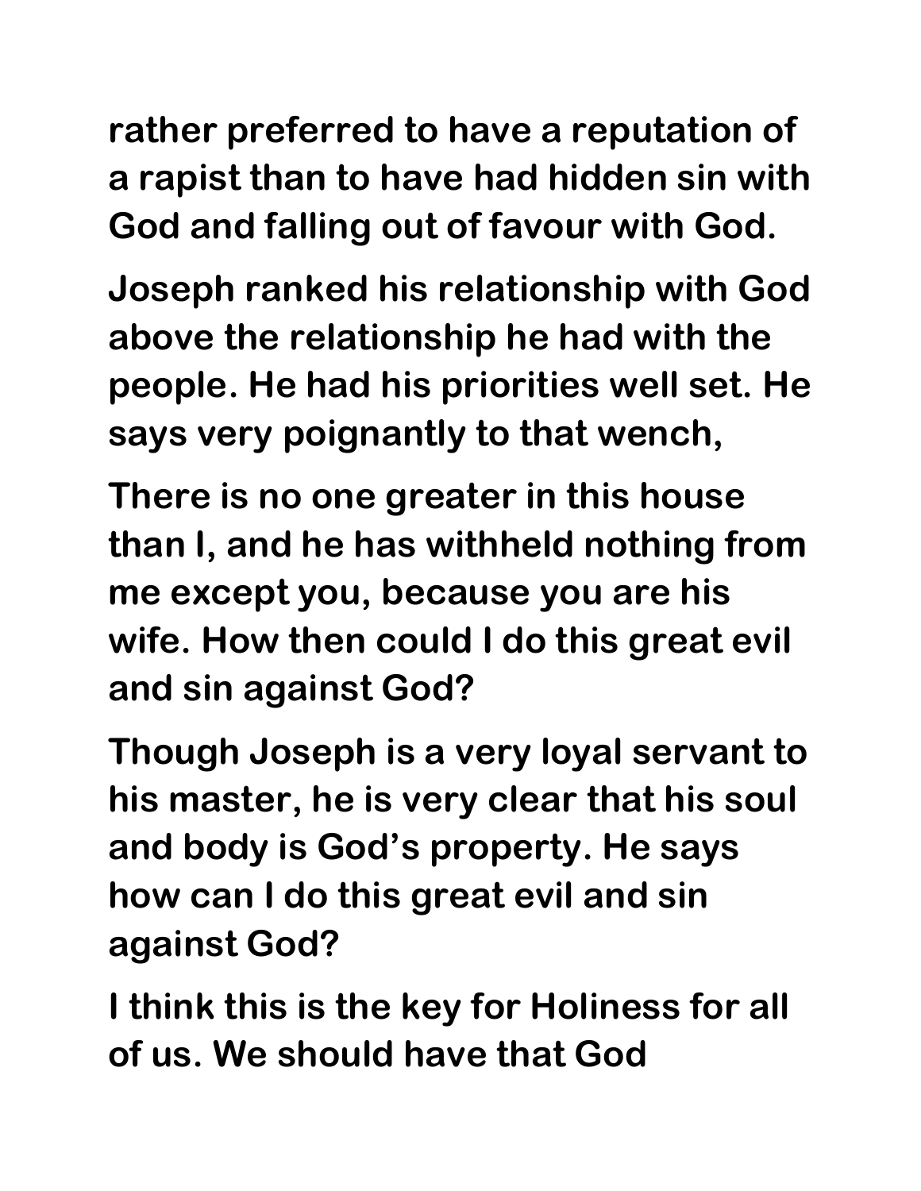rather preferred to have a reputation of a rapist than to have had hidden sin with God and falling out of favour with God.

Joseph ranked his relationship with God above the relationship he had with the people. He had his priorities well set. He says very poignantly to that wench,

There is no one greater in this house than I, and he has withheld nothing from me except you, because you are his wife. How then could I do this great evil and sin against God?

Though Joseph is a very loyal servant to his master, he is very clear that his soul and body is God's property. He says how can I do this great evil and sin against God?

I think this is the key for Holiness for all of us. We should have that God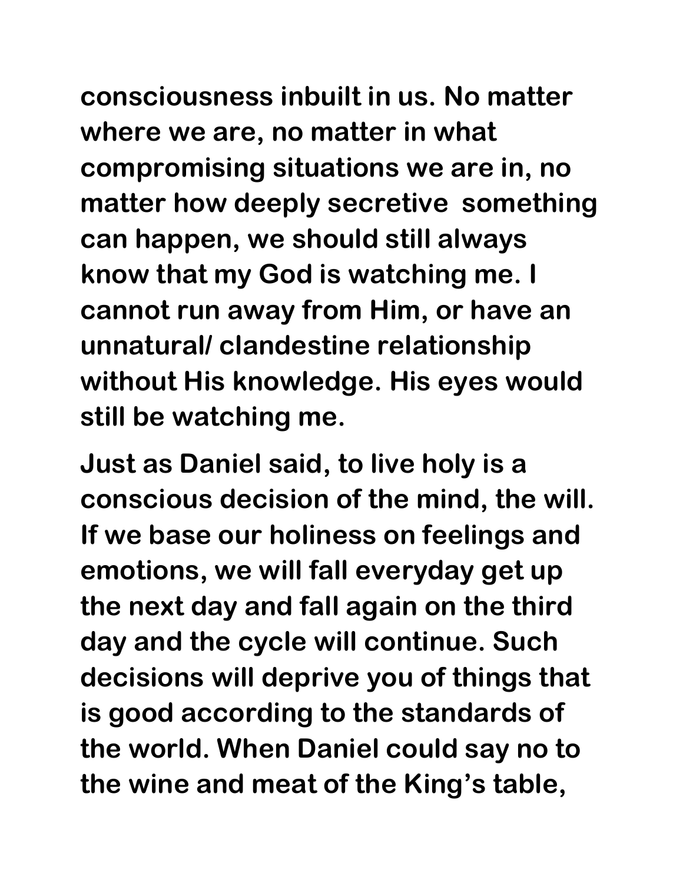consciousness inbuilt in us. No matter where we are, no matter in what compromising situations we are in, no matter how deeply secretive  something can happen, we should still always know that my God is watching me. I cannot run away from Him, or have an unnatural/ clandestine relationship without His knowledge. His eyes would still be watching me.

Just as Daniel said, to live holy is a conscious decision of the mind, the will. If we base our holiness on feelings and emotions, we will fall everyday get up the next day and fall again on the third day and the cycle will continue. Such decisions will deprive you of things that is good according to the standards of the world. When Daniel could say no to the wine and meat of the King's table,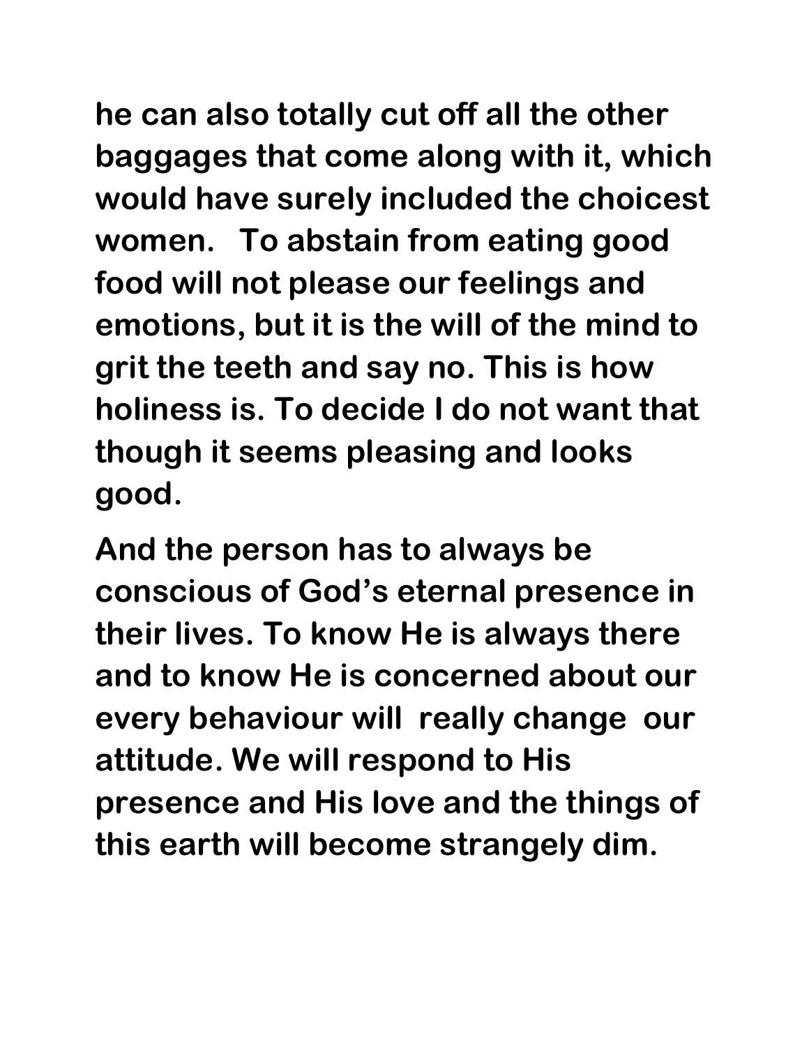he can also totally cut off all the other baggages that come along with it, which would have surely included the choicest women. To abstain from eating good food will not please our feelings and emotions, but it is the will of the mind to grit the teeth and say no. This is how holiness is. To decide I do not want that though it seems pleasing and looks good.

And the person has to always be conscious of God's eternal presence in their lives. To know He is always there and to know He is concerned about our every behaviour will really change our attitude. We will respond to His presence and His love and the things of this earth will become strangely dim.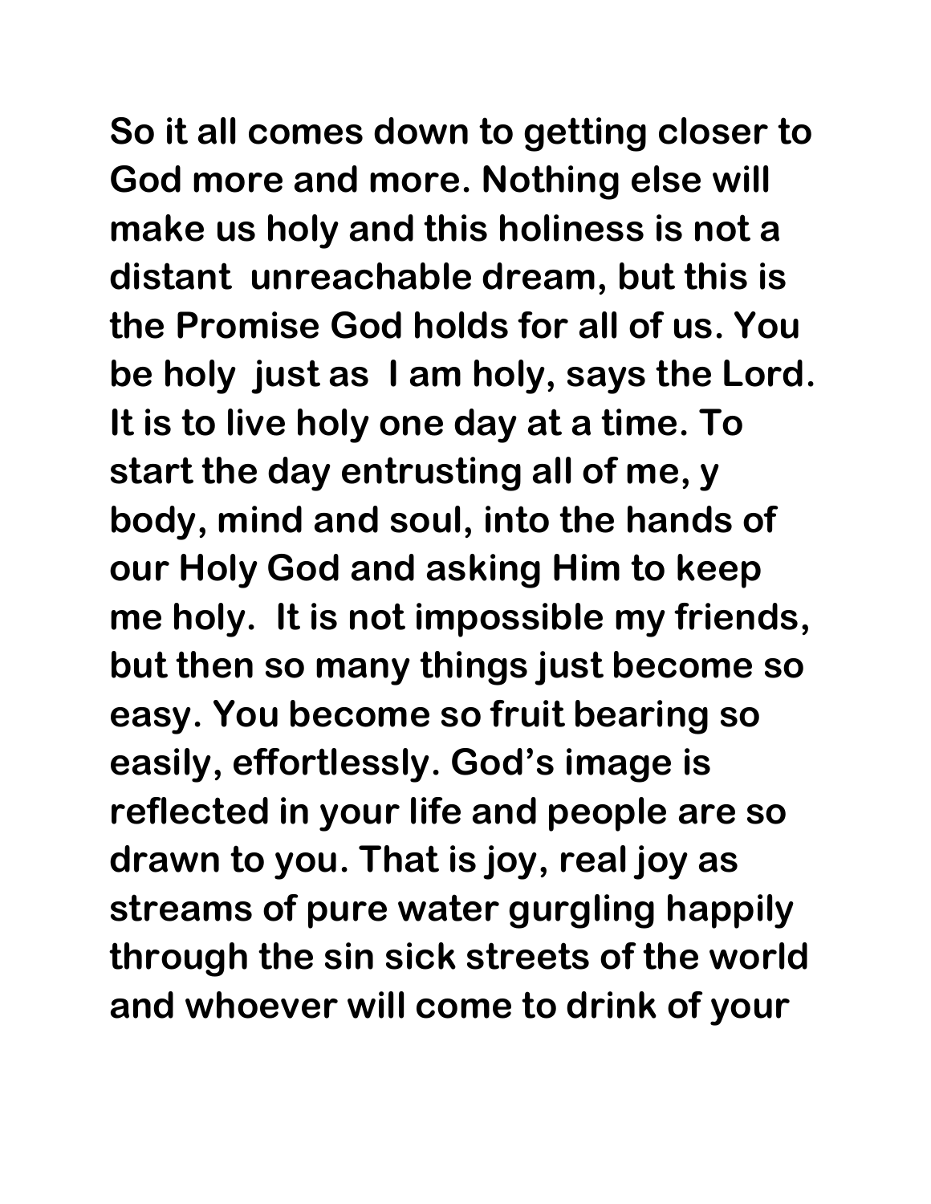So it all comes down to getting closer to God more and more. Nothing else will make us holy and this holiness is not a distant unreachable dream, but this is the Promise God holds for all of us. You be holy just as I am holy, says the Lord. It is to live holy one day at a time. To start the day entrusting all of me, y body, mind and soul, into the hands of our Holy God and asking Him to keep me holy. It is not impossible my friends, but then so many things just become so easy. You become so fruit bearing so easily, effortlessly. God's image is reflected in your life and people are so drawn to you. That is joy, real joy as streams of pure water gurgling happily through the sin sick streets of the world and whoever will come to drink of your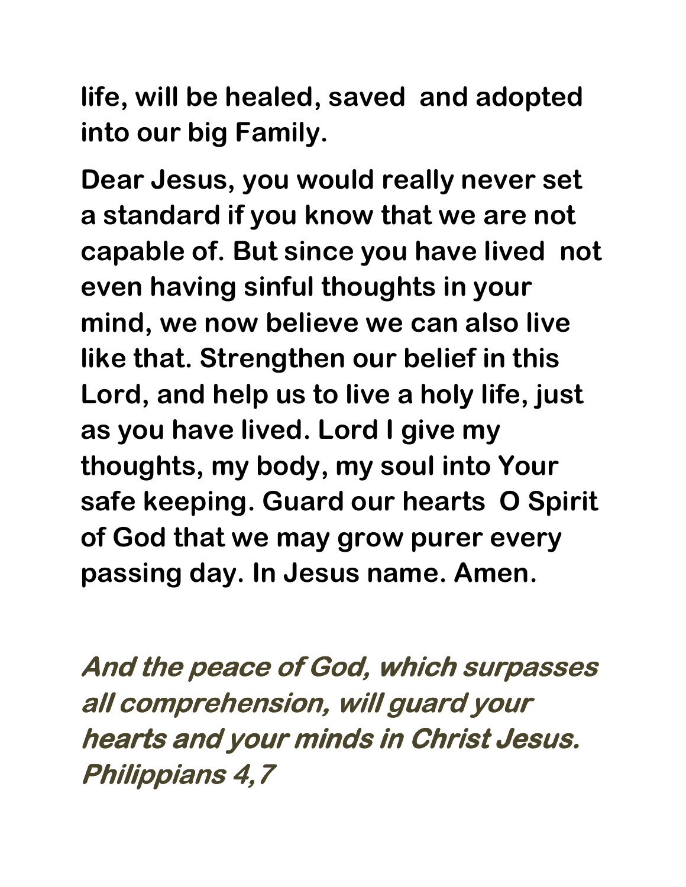**life, will be healed, saved and adopted into our big Family.**

**Dear Jesus, you would really never set a standard if you know that we are not capable of. But since you have lived not even having sinful thoughts in your mind, we now believe we can also live like that. Strengthen our belief in this Lord, and help us to live a holy life, just as you have lived. Lord I give my thoughts, my body, my soul into Your safe keeping. Guard our hearts O Spirit of God that we may grow purer every passing day. In Jesus name. Amen.**

***And the peace of God, which surpasses all comprehension, will guard your hearts and your minds in Christ Jesus. Philippians 4,7***